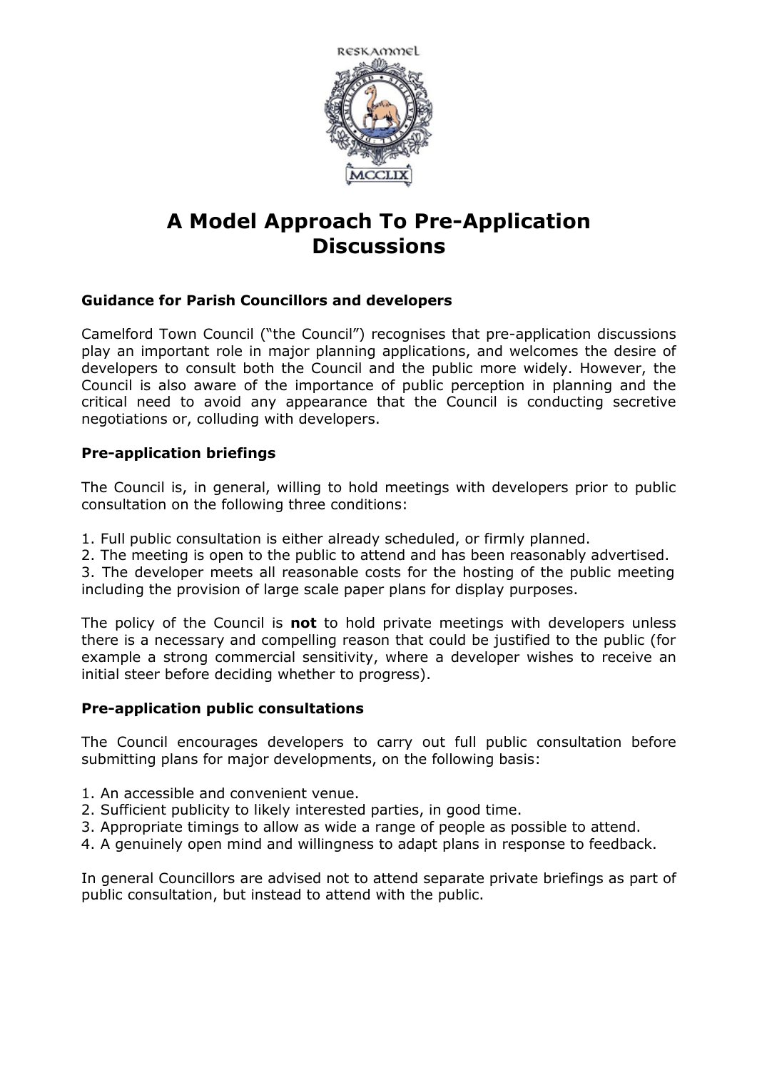# A Model Approach To Pre-Application Discussions

### Guidance for Parish Councillors and developers

Camelford Town Council ("the Council") recognises that pre-application discussions play an important role in major planning applications, and welcomes the desire of developers to consult both the Council and the public more widely. However, the Council is also aware of the importance of public perception in planning and the critical need to avoid any appearance that the Council is conducting secretive negotiations or, colluding with developers.

### Pre-application briefings

The Council is, in general, willing to hold meetings with developers prior to public consultation on the following three conditions:

1. Full public consultation is either already scheduled, or firmly planned.
2. The meeting is open to the public to attend and has been reasonably advertised.
3. The developer meets all reasonable costs for the hosting of the public meeting including the provision of large scale paper plans for display purposes.

The policy of the Council is **not** to hold private meetings with developers unless there is a necessary and compelling reason that could be justified to the public (for example a strong commercial sensitivity, where a developer wishes to receive an initial steer before deciding whether to progress).

### Pre-application public consultations

The Council encourages developers to carry out full public consultation before submitting plans for major developments, on the following basis:

1. An accessible and convenient venue.
2. Sufficient publicity to likely interested parties, in good time.
3. Appropriate timings to allow as wide a range of people as possible to attend.
4. A genuinely open mind and willingness to adapt plans in response to feedback.

In general Councillors are advised not to attend separate private briefings as part of public consultation, but instead to attend with the public.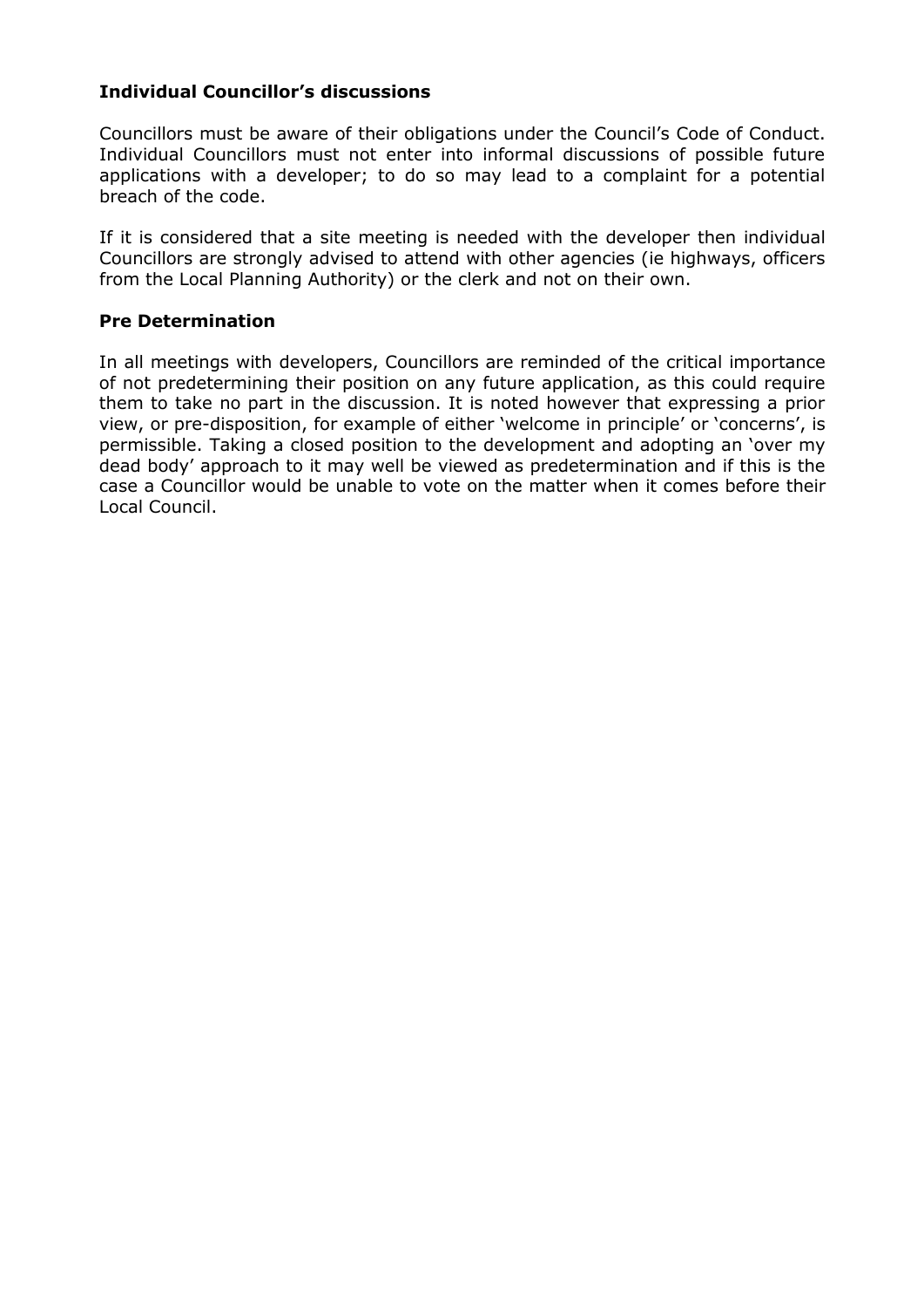### Individual Councillor's discussions

Councillors must be aware of their obligations under the Council's Code of Conduct. Individual Councillors must not enter into informal discussions of possible future applications with a developer; to do so may lead to a complaint for a potential breach of the code.

If it is considered that a site meeting is needed with the developer then individual Councillors are strongly advised to attend with other agencies (ie highways, officers from the Local Planning Authority) or the clerk and not on their own.

### Pre Determination

In all meetings with developers, Councillors are reminded of the critical importance of not predetermining their position on any future application, as this could require them to take no part in the discussion. It is noted however that expressing a prior view, or pre-disposition, for example of either 'welcome in principle' or 'concerns', is permissible. Taking a closed position to the development and adopting an 'over my dead body' approach to it may well be viewed as predetermination and if this is the case a Councillor would be unable to vote on the matter when it comes before their Local Council.